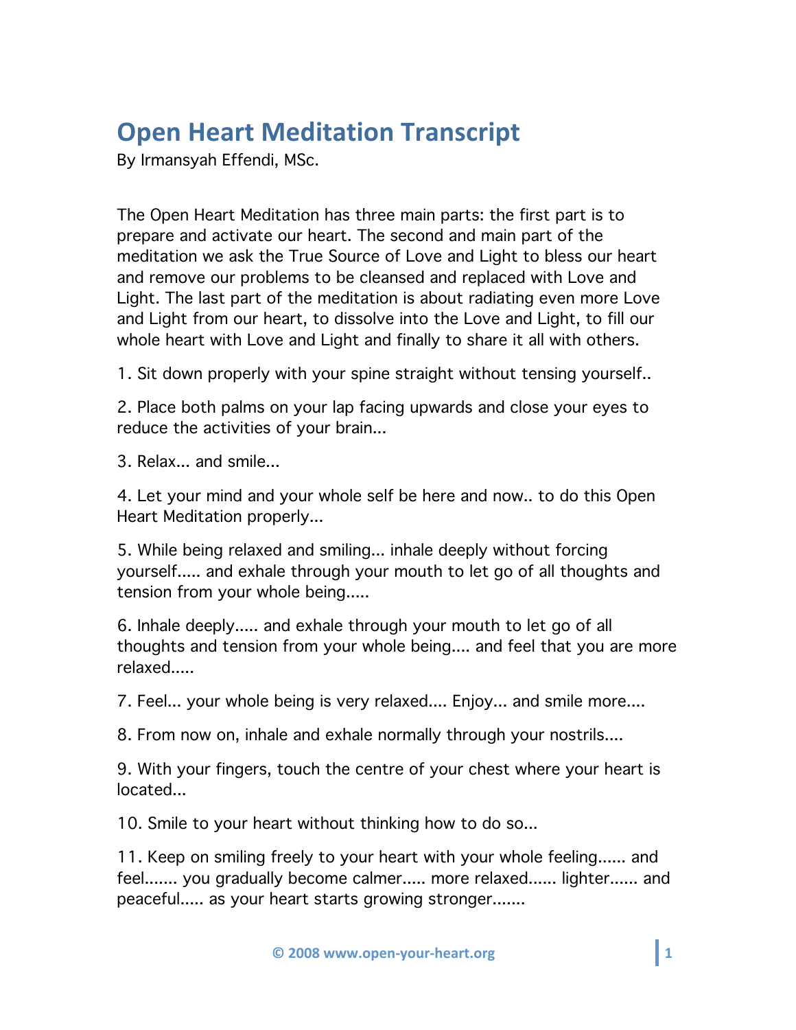# Open Heart Meditation Transcript

By Irmansyah Effendi, MSc.

The Open Heart Meditation has three main parts: the first part is to prepare and activate our heart. The second and main part of the meditation we ask the True Source of Love and Light to bless our heart and remove our problems to be cleansed and replaced with Love and Light. The last part of the meditation is about radiating even more Love and Light from our heart, to dissolve into the Love and Light, to fill our whole heart with Love and Light and finally to share it all with others.

1. Sit down properly with your spine straight without tensing yourself..

2. Place both palms on your lap facing upwards and close your eyes to reduce the activities of your brain...

3. Relax... and smile...

4. Let your mind and your whole self be here and now.. to do this Open Heart Meditation properly...

5. While being relaxed and smiling... inhale deeply without forcing yourself..... and exhale through your mouth to let go of all thoughts and tension from your whole being.....

6. Inhale deeply..... and exhale through your mouth to let go of all thoughts and tension from your whole being.... and feel that you are more relaxed.....

7. Feel... your whole being is very relaxed.... Enjoy... and smile more....

8. From now on, inhale and exhale normally through your nostrils....

9. With your fingers, touch the centre of your chest where your heart is located...

10. Smile to your heart without thinking how to do so...

11. Keep on smiling freely to your heart with your whole feeling...... and feel....... you gradually become calmer..... more relaxed...... lighter...... and peaceful..... as your heart starts growing stronger.......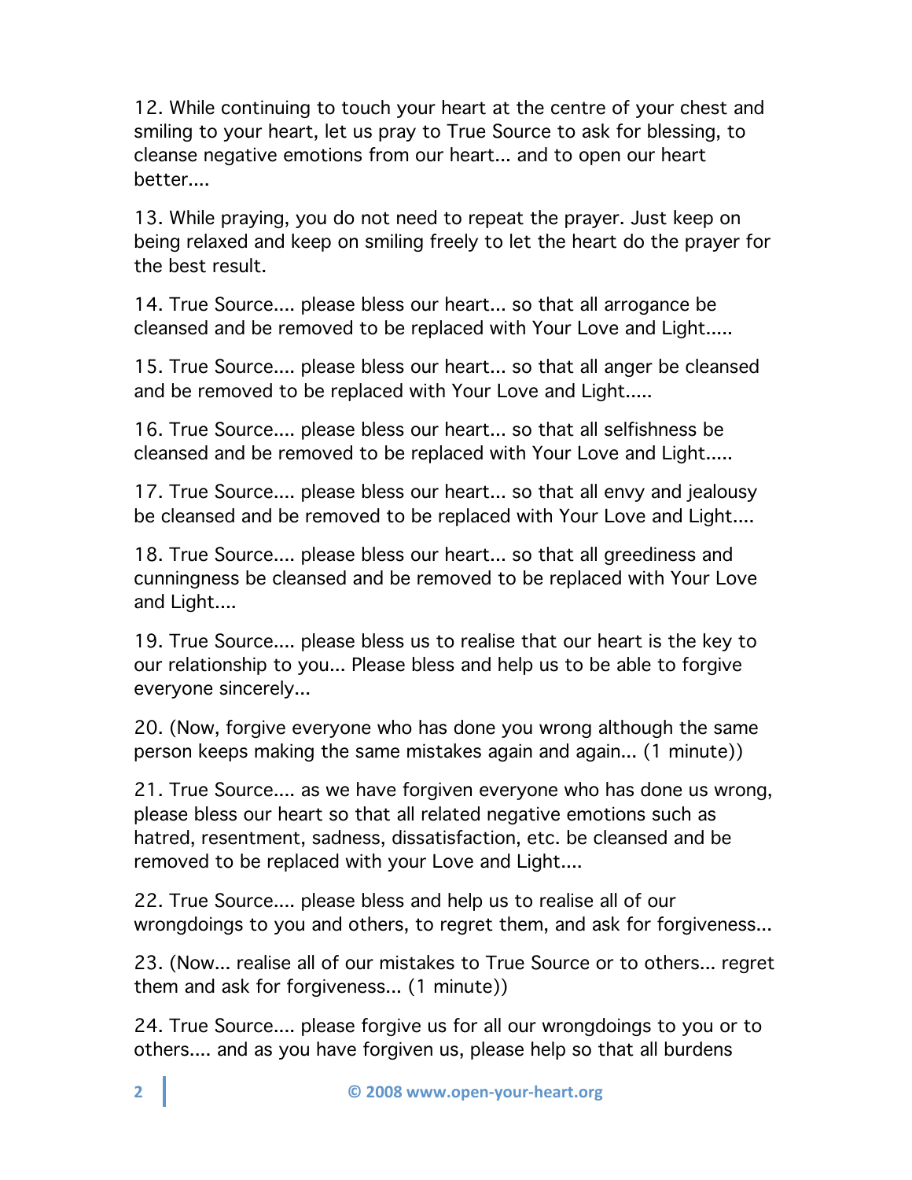12. While continuing to touch your heart at the centre of your chest and smiling to your heart, let us pray to True Source to ask for blessing, to cleanse negative emotions from our heart... and to open our heart better....

13. While praying, you do not need to repeat the prayer. Just keep on being relaxed and keep on smiling freely to let the heart do the prayer for the best result.

14. True Source.... please bless our heart... so that all arrogance be cleansed and be removed to be replaced with Your Love and Light.....

15. True Source.... please bless our heart... so that all anger be cleansed and be removed to be replaced with Your Love and Light.....

16. True Source.... please bless our heart... so that all selfishness be cleansed and be removed to be replaced with Your Love and Light.....

17. True Source.... please bless our heart... so that all envy and jealousy be cleansed and be removed to be replaced with Your Love and Light....

18. True Source.... please bless our heart... so that all greediness and cunningness be cleansed and be removed to be replaced with Your Love and Light....

19. True Source.... please bless us to realise that our heart is the key to our relationship to you... Please bless and help us to be able to forgive everyone sincerely...

20. (Now, forgive everyone who has done you wrong although the same person keeps making the same mistakes again and again... (1 minute))

21. True Source.... as we have forgiven everyone who has done us wrong, please bless our heart so that all related negative emotions such as hatred, resentment, sadness, dissatisfaction, etc. be cleansed and be removed to be replaced with your Love and Light....

22. True Source.... please bless and help us to realise all of our wrongdoings to you and others, to regret them, and ask for forgiveness...

23. (Now... realise all of our mistakes to True Source or to others... regret them and ask for forgiveness... (1 minute))

24. True Source.... please forgive us for all our wrongdoings to you or to others.... and as you have forgiven us, please help so that all burdens

© 2008 www.open-your-heart.org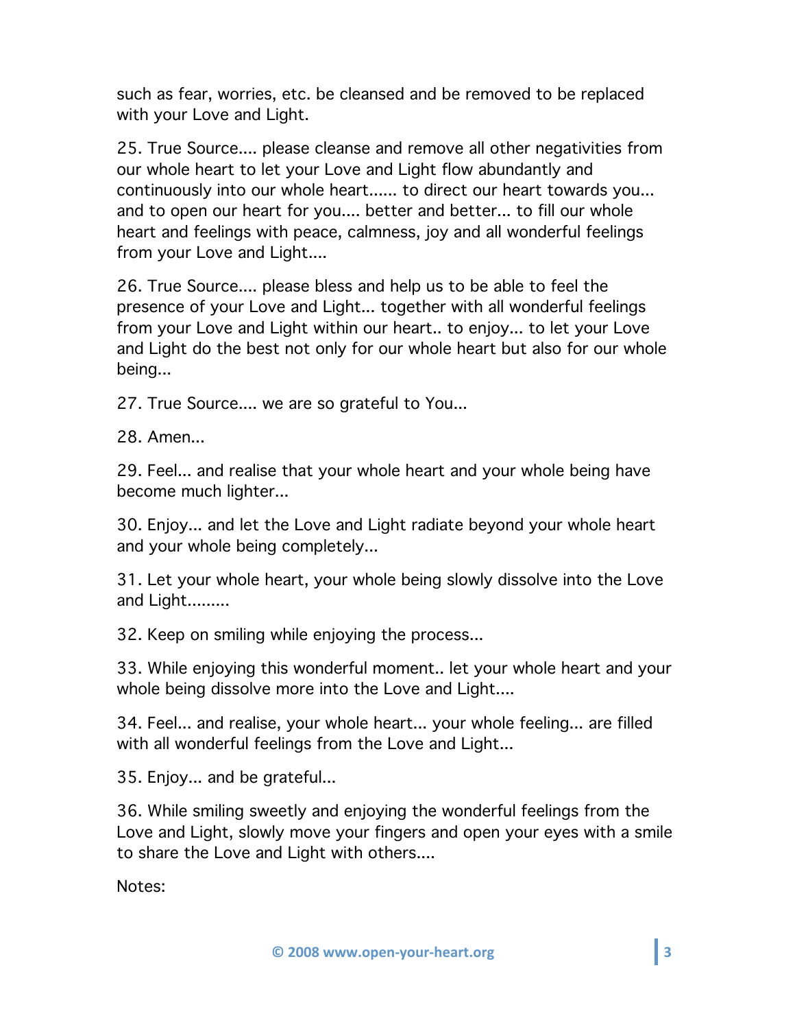such as fear, worries, etc. be cleansed and be removed to be replaced with your Love and Light.

25. True Source.... please cleanse and remove all other negativities from our whole heart to let your Love and Light flow abundantly and continuously into our whole heart...... to direct our heart towards you... and to open our heart for you.... better and better... to fill our whole heart and feelings with peace, calmness, joy and all wonderful feelings from your Love and Light....

26. True Source.... please bless and help us to be able to feel the presence of your Love and Light... together with all wonderful feelings from your Love and Light within our heart.. to enjoy... to let your Love and Light do the best not only for our whole heart but also for our whole being...

27. True Source.... we are so grateful to You...

28. Amen...

29. Feel... and realise that your whole heart and your whole being have become much lighter...

30. Enjoy... and let the Love and Light radiate beyond your whole heart and your whole being completely...

31. Let your whole heart, your whole being slowly dissolve into the Love and Light.........

32. Keep on smiling while enjoying the process...

33. While enjoying this wonderful moment.. let your whole heart and your whole being dissolve more into the Love and Light....

34. Feel... and realise, your whole heart... your whole feeling... are filled with all wonderful feelings from the Love and Light...

35. Enjoy... and be grateful...

36. While smiling sweetly and enjoying the wonderful feelings from the Love and Light, slowly move your fingers and open your eyes with a smile to share the Love and Light with others....

Notes: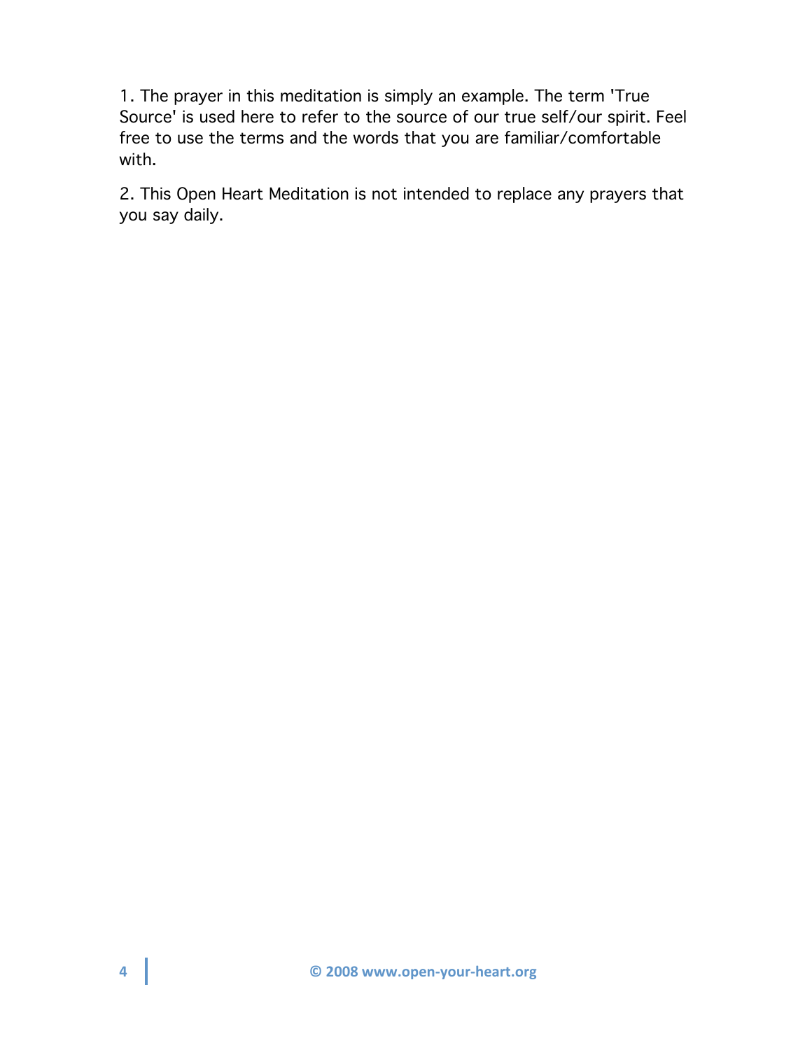1. The prayer in this meditation is simply an example. The term 'True Source' is used here to refer to the source of our true self/our spirit. Feel free to use the terms and the words that you are familiar/comfortable with.

2. This Open Heart Meditation is not intended to replace any prayers that you say daily.